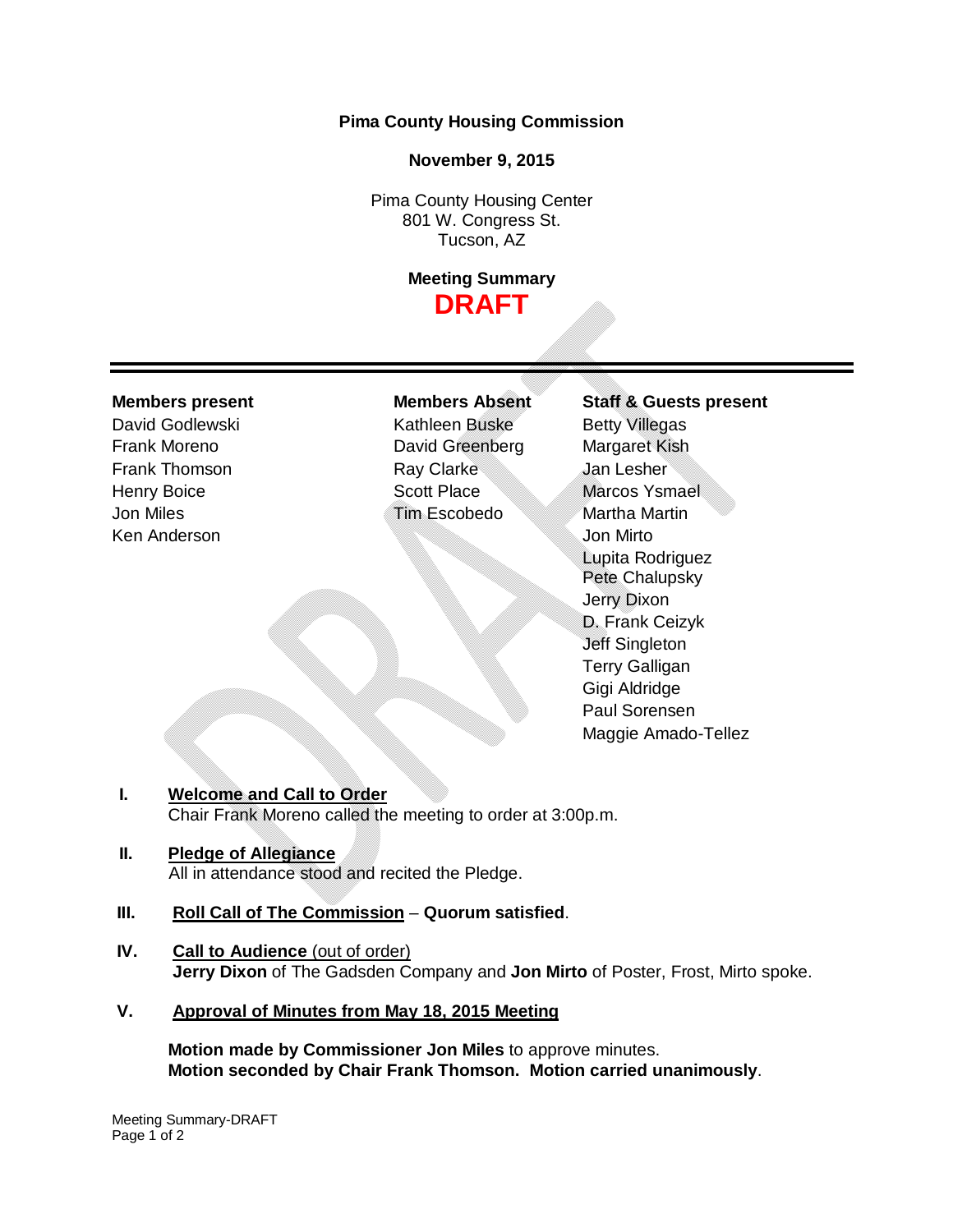**Pima County Housing Commission**

**November 9, 2015**

Pima County Housing Center
801 W. Congress St.
Tucson, AZ

**Meeting Summary**
**DRAFT**

---

| **Members present** | **Members Absent** | **Staff & Guests present** |
|---|---|---|
| David Godlewski | Kathleen Buske | Betty Villegas |
| Frank Moreno | David Greenberg | Margaret Kish |
| Frank Thomson | Ray Clarke | Jan Lesher |
| Henry Boice | Scott Place | Marcos Ysmael |
| Jon Miles | Tim Escobedo | Martha Martin |
| Ken Anderson | | Jon Mirto |
| | | Lupita Rodriguez |
| | | Pete Chalupsky |
| | | Jerry Dixon |
| | | D. Frank Ceizyk |
| | | Jeff Singleton |
| | | Terry Galligan |
| | | Gigi Aldridge |
| | | Paul Sorensen |
| | | Maggie Amado-Tellez |

**I. Welcome and Call to Order**
Chair Frank Moreno called the meeting to order at 3:00p.m.

**II. Pledge of Allegiance**
All in attendance stood and recited the Pledge.

**III. Roll Call of The Commission** – **Quorum satisfied**.

**IV. Call to Audience** (out of order)
**Jerry Dixon** of The Gadsden Company and **Jon Mirto** of Poster, Frost, Mirto spoke.

**V. Approval of Minutes from May 18, 2015 Meeting**

**Motion made by Commissioner Jon Miles** to approve minutes.
**Motion seconded by Chair Frank Thomson. Motion carried unanimously**.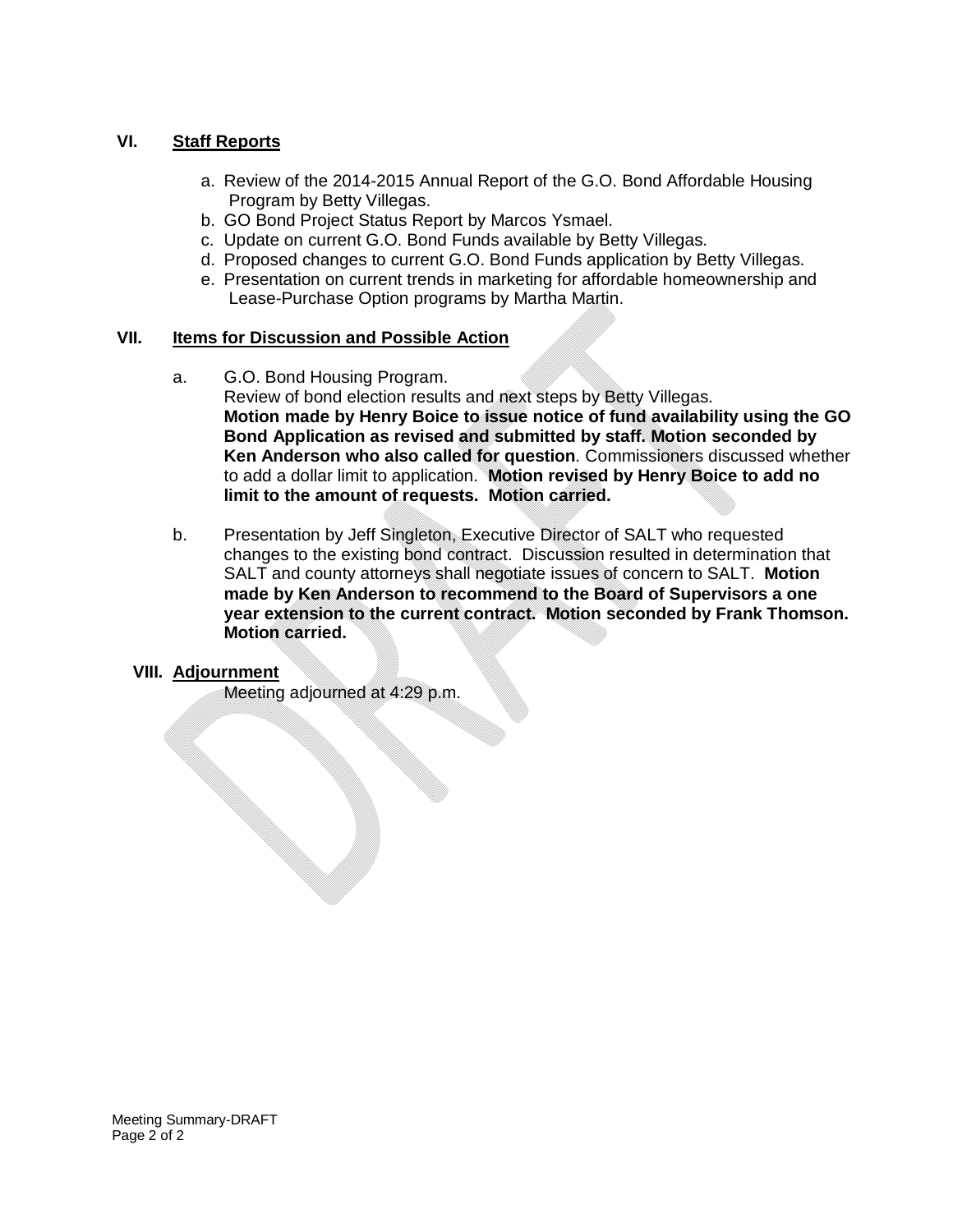## VI. Staff Reports

a. Review of the 2014-2015 Annual Report of the G.O. Bond Affordable Housing Program by Betty Villegas.
b. GO Bond Project Status Report by Marcos Ysmael.
c. Update on current G.O. Bond Funds available by Betty Villegas.
d. Proposed changes to current G.O. Bond Funds application by Betty Villegas.
e. Presentation on current trends in marketing for affordable homeownership and Lease-Purchase Option programs by Martha Martin.

## VII. Items for Discussion and Possible Action

a. G.O. Bond Housing Program.
   Review of bond election results and next steps by Betty Villegas.
   **Motion made by Henry Boice to issue notice of fund availability using the GO Bond Application as revised and submitted by staff. Motion seconded by Ken Anderson who also called for question**. Commissioners discussed whether to add a dollar limit to application. **Motion revised by Henry Boice to add no limit to the amount of requests. Motion carried.**

b. Presentation by Jeff Singleton, Executive Director of SALT who requested changes to the existing bond contract. Discussion resulted in determination that SALT and county attorneys shall negotiate issues of concern to SALT. **Motion made by Ken Anderson to recommend to the Board of Supervisors a one year extension to the current contract. Motion seconded by Frank Thomson. Motion carried.**

## VIII. Adjournment

Meeting adjourned at 4:29 p.m.

Meeting Summary-DRAFT